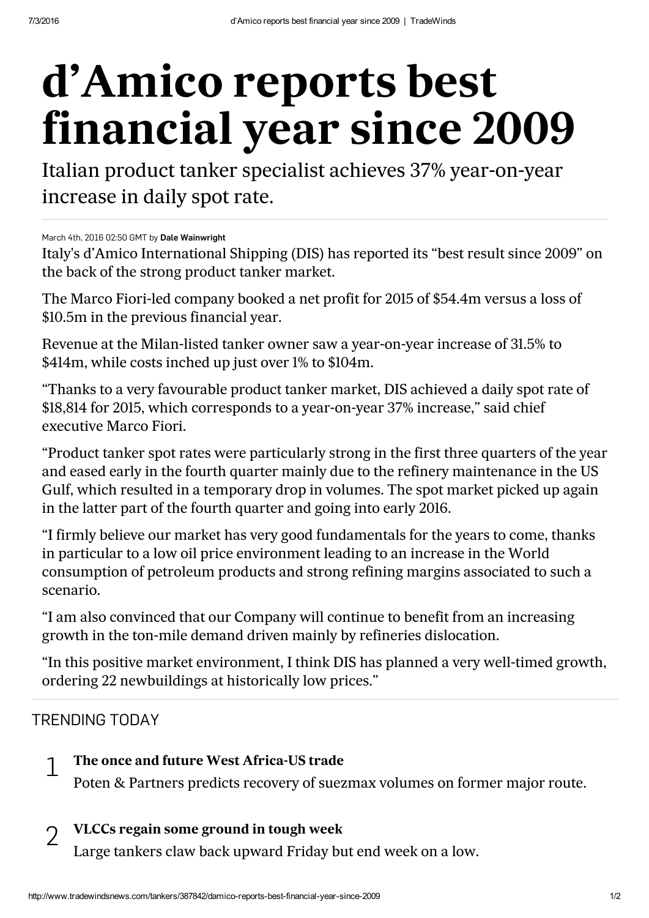# d'Amico reports best financial year since 2009

Italian product tanker specialist achieves 37% year-on-year increase in daily spot rate.

March 4th, 2016 02:50 GMT by **Dale Wainwright**

Italy's d'Amico International Shipping (DIS) has reported its "best result since 2009" on the back of the strong product tanker market.

The Marco Fiori-led company booked a net profit for 2015 of $54.4m versus a loss of $10.5m in the previous financial year.

Revenue at the Milan-listed tanker owner saw a year-on-year increase of 31.5% to $414m, while costs inched up just over 1% to $104m.

"Thanks to a very favourable product tanker market, DIS achieved a daily spot rate of $18,814 for 2015, which corresponds to a year-on-year 37% increase," said chief executive Marco Fiori.

"Product tanker spot rates were particularly strong in the first three quarters of the year and eased early in the fourth quarter mainly due to the refinery maintenance in the US Gulf, which resulted in a temporary drop in volumes. The spot market picked up again in the latter part of the fourth quarter and going into early 2016.

"I firmly believe our market has very good fundamentals for the years to come, thanks in particular to a low oil price environment leading to an increase in the World consumption of petroleum products and strong refining margins associated to such a scenario.

"I am also convinced that our Company will continue to benefit from an increasing growth in the ton-mile demand driven mainly by refineries dislocation.

"In this positive market environment, I think DIS has planned a very well-timed growth, ordering 22 newbuildings at historically low prices."

## TRENDING TODAY

1. **The once and future West Africa-US trade**
   Poten & Partners predicts recovery of suezmax volumes on former major route.

2. **VLCCs regain some ground in tough week**
   Large tankers claw back upward Friday but end week on a low.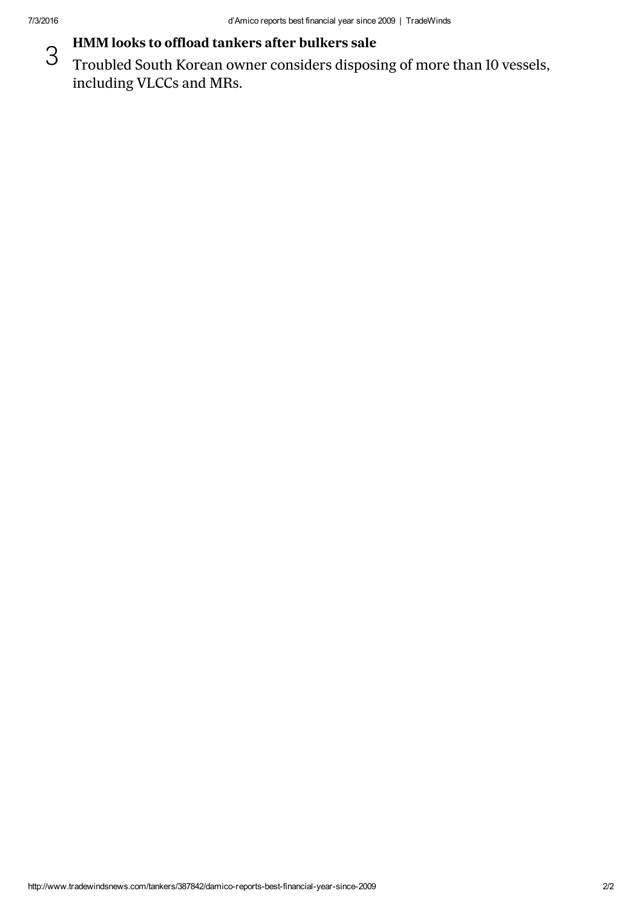3

**HMM looks to offload tankers after bulkers sale**

Troubled South Korean owner considers disposing of more than 10 vessels, including VLCCs and MRs.